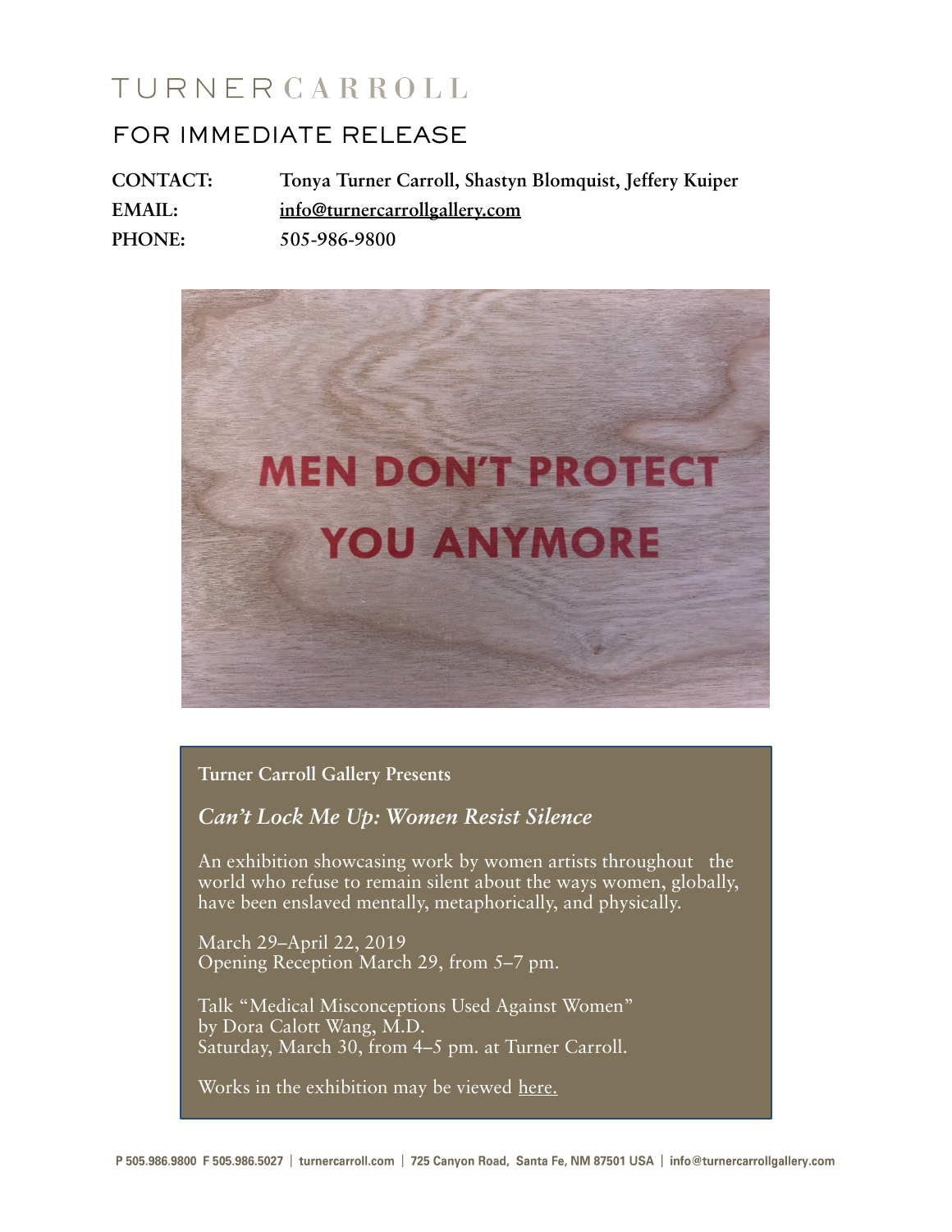TURNERCARROLL

# FOR IMMEDIATE RELEASE

**CONTACT:** Tonya Turner Carroll, Shastyn Blomquist, Jeffery Kuiper
**EMAIL:** info@turnercarrollgallery.com
**PHONE:** 505-986-9800

MEN DON'T PROTECT YOU ANYMORE

**Turner Carroll Gallery Presents**

***Can't Lock Me Up: Women Resist Silence***

An exhibition showcasing work by women artists throughout the world who refuse to remain silent about the ways women, globally, have been enslaved mentally, metaphorically, and physically.

March 29–April 22, 2019
Opening Reception March 29, from 5–7 pm.

Talk "Medical Misconceptions Used Against Women"
by Dora Calott Wang, M.D.
Saturday, March 30, from 4–5 pm. at Turner Carroll.

Works in the exhibition may be viewed here.

P 505.986.9800 F 505.986.5027 | turnercarroll.com | 725 Canyon Road, Santa Fe, NM 87501 USA | info@turnercarrollgallery.com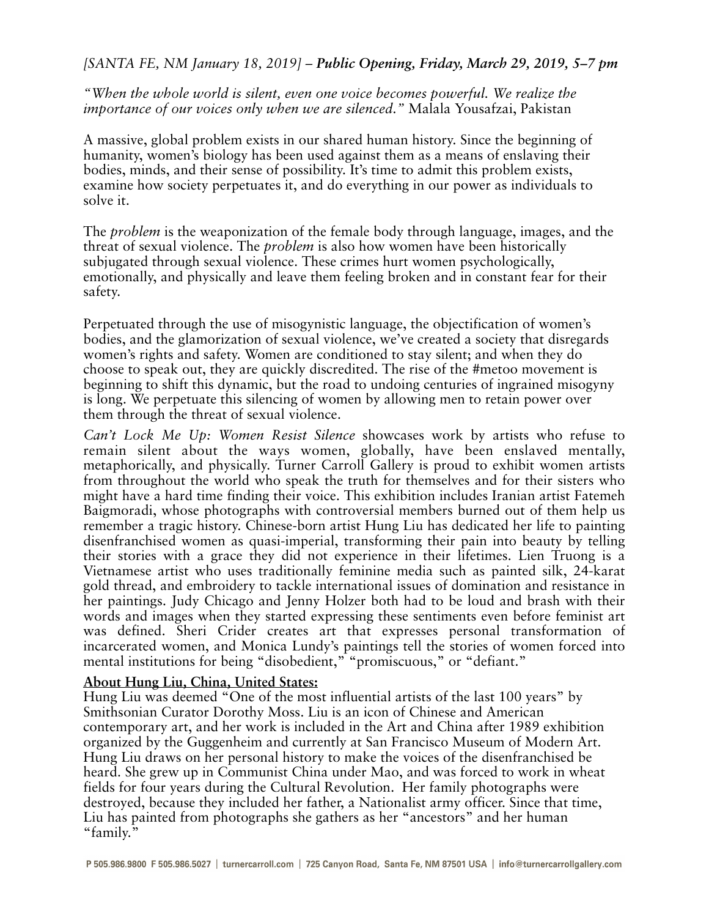*[SANTA FE, NM January 18, 2019]* – ***Public Opening, Friday, March 29, 2019, 5–7 pm***

*"When the whole world is silent, even one voice becomes powerful. We realize the importance of our voices only when we are silenced."* Malala Yousafzai, Pakistan

A massive, global problem exists in our shared human history. Since the beginning of humanity, women's biology has been used against them as a means of enslaving their bodies, minds, and their sense of possibility. It's time to admit this problem exists, examine how society perpetuates it, and do everything in our power as individuals to solve it.

The *problem* is the weaponization of the female body through language, images, and the threat of sexual violence. The *problem* is also how women have been historically subjugated through sexual violence. These crimes hurt women psychologically, emotionally, and physically and leave them feeling broken and in constant fear for their safety.

Perpetuated through the use of misogynistic language, the objectification of women's bodies, and the glamorization of sexual violence, we've created a society that disregards women's rights and safety. Women are conditioned to stay silent; and when they do choose to speak out, they are quickly discredited. The rise of the #metoo movement is beginning to shift this dynamic, but the road to undoing centuries of ingrained misogyny is long. We perpetuate this silencing of women by allowing men to retain power over them through the threat of sexual violence.

*Can't Lock Me Up: Women Resist Silence* showcases work by artists who refuse to remain silent about the ways women, globally, have been enslaved mentally, metaphorically, and physically. Turner Carroll Gallery is proud to exhibit women artists from throughout the world who speak the truth for themselves and for their sisters who might have a hard time finding their voice. This exhibition includes Iranian artist Fatemeh Baigmoradi, whose photographs with controversial members burned out of them help us remember a tragic history. Chinese-born artist Hung Liu has dedicated her life to painting disenfranchised women as quasi-imperial, transforming their pain into beauty by telling their stories with a grace they did not experience in their lifetimes. Lien Truong is a Vietnamese artist who uses traditionally feminine media such as painted silk, 24-karat gold thread, and embroidery to tackle international issues of domination and resistance in her paintings. Judy Chicago and Jenny Holzer both had to be loud and brash with their words and images when they started expressing these sentiments even before feminist art was defined. Sheri Crider creates art that expresses personal transformation of incarcerated women, and Monica Lundy's paintings tell the stories of women forced into mental institutions for being "disobedient," "promiscuous," or "defiant."

**About Hung Liu, China, United States:**

Hung Liu was deemed "One of the most influential artists of the last 100 years" by Smithsonian Curator Dorothy Moss. Liu is an icon of Chinese and American contemporary art, and her work is included in the Art and China after 1989 exhibition organized by the Guggenheim and currently at San Francisco Museum of Modern Art. Hung Liu draws on her personal history to make the voices of the disenfranchised be heard. She grew up in Communist China under Mao, and was forced to work in wheat fields for four years during the Cultural Revolution. Her family photographs were destroyed, because they included her father, a Nationalist army officer. Since that time, Liu has painted from photographs she gathers as her "ancestors" and her human "family."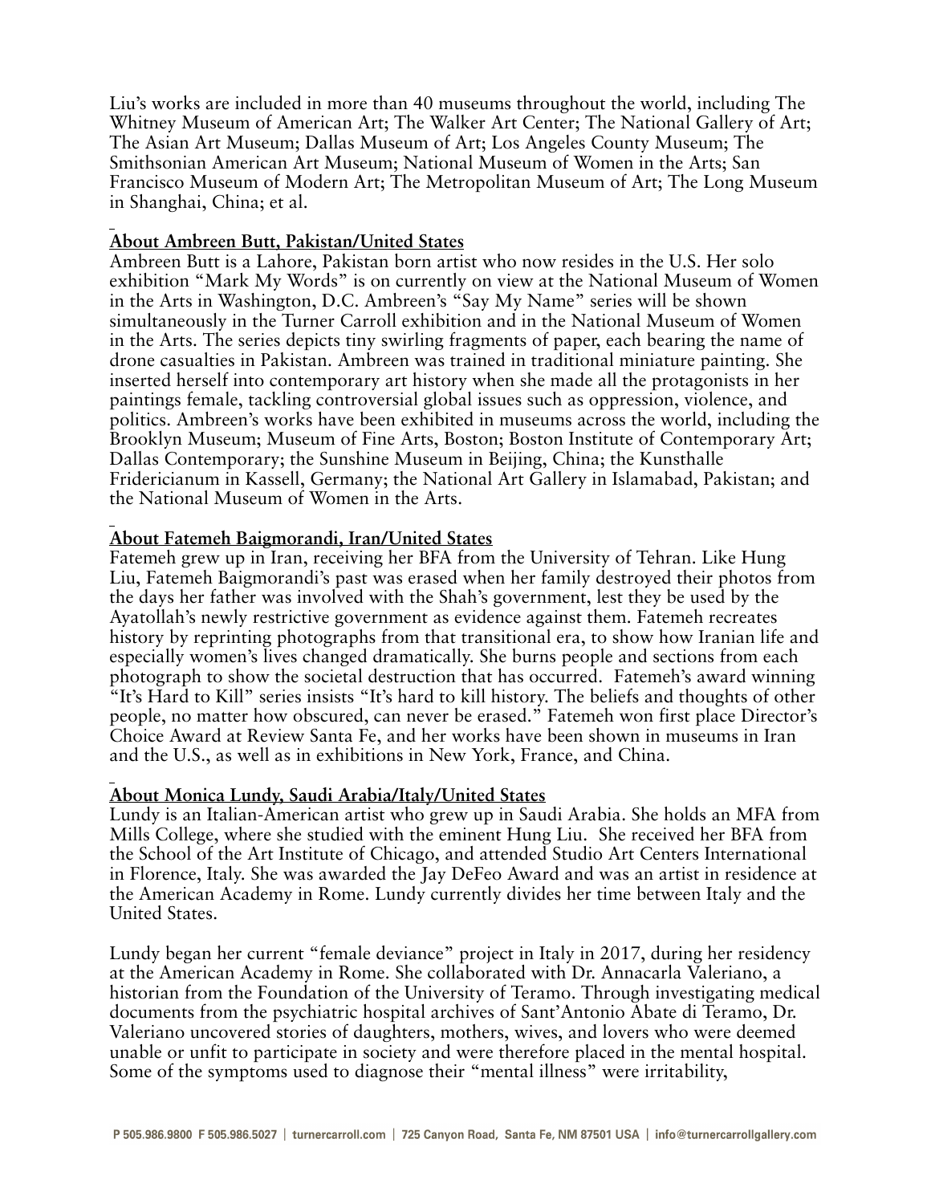Liu's works are included in more than 40 museums throughout the world, including The Whitney Museum of American Art; The Walker Art Center; The National Gallery of Art; The Asian Art Museum; Dallas Museum of Art; Los Angeles County Museum; The Smithsonian American Art Museum; National Museum of Women in the Arts; San Francisco Museum of Modern Art; The Metropolitan Museum of Art; The Long Museum in Shanghai, China; et al.

## About Ambreen Butt, Pakistan/United States

Ambreen Butt is a Lahore, Pakistan born artist who now resides in the U.S. Her solo exhibition "Mark My Words" is on currently on view at the National Museum of Women in the Arts in Washington, D.C. Ambreen's "Say My Name" series will be shown simultaneously in the Turner Carroll exhibition and in the National Museum of Women in the Arts. The series depicts tiny swirling fragments of paper, each bearing the name of drone casualties in Pakistan. Ambreen was trained in traditional miniature painting. She inserted herself into contemporary art history when she made all the protagonists in her paintings female, tackling controversial global issues such as oppression, violence, and politics. Ambreen's works have been exhibited in museums across the world, including the Brooklyn Museum; Museum of Fine Arts, Boston; Boston Institute of Contemporary Art; Dallas Contemporary; the Sunshine Museum in Beijing, China; the Kunsthalle Fridericianum in Kassell, Germany; the National Art Gallery in Islamabad, Pakistan; and the National Museum of Women in the Arts.

## About Fatemeh Baigmorandi, Iran/United States

Fatemeh grew up in Iran, receiving her BFA from the University of Tehran. Like Hung Liu, Fatemeh Baigmorandi's past was erased when her family destroyed their photos from the days her father was involved with the Shah's government, lest they be used by the Ayatollah's newly restrictive government as evidence against them. Fatemeh recreates history by reprinting photographs from that transitional era, to show how Iranian life and especially women's lives changed dramatically. She burns people and sections from each photograph to show the societal destruction that has occurred. Fatemeh's award winning "It's Hard to Kill" series insists "It's hard to kill history. The beliefs and thoughts of other people, no matter how obscured, can never be erased." Fatemeh won first place Director's Choice Award at Review Santa Fe, and her works have been shown in museums in Iran and the U.S., as well as in exhibitions in New York, France, and China.

## About Monica Lundy, Saudi Arabia/Italy/United States

Lundy is an Italian-American artist who grew up in Saudi Arabia. She holds an MFA from Mills College, where she studied with the eminent Hung Liu. She received her BFA from the School of the Art Institute of Chicago, and attended Studio Art Centers International in Florence, Italy. She was awarded the Jay DeFeo Award and was an artist in residence at the American Academy in Rome. Lundy currently divides her time between Italy and the United States.

Lundy began her current "female deviance" project in Italy in 2017, during her residency at the American Academy in Rome. She collaborated with Dr. Annacarla Valeriano, a historian from the Foundation of the University of Teramo. Through investigating medical documents from the psychiatric hospital archives of Sant'Antonio Abate di Teramo, Dr. Valeriano uncovered stories of daughters, mothers, wives, and lovers who were deemed unable or unfit to participate in society and were therefore placed in the mental hospital. Some of the symptoms used to diagnose their "mental illness" were irritability,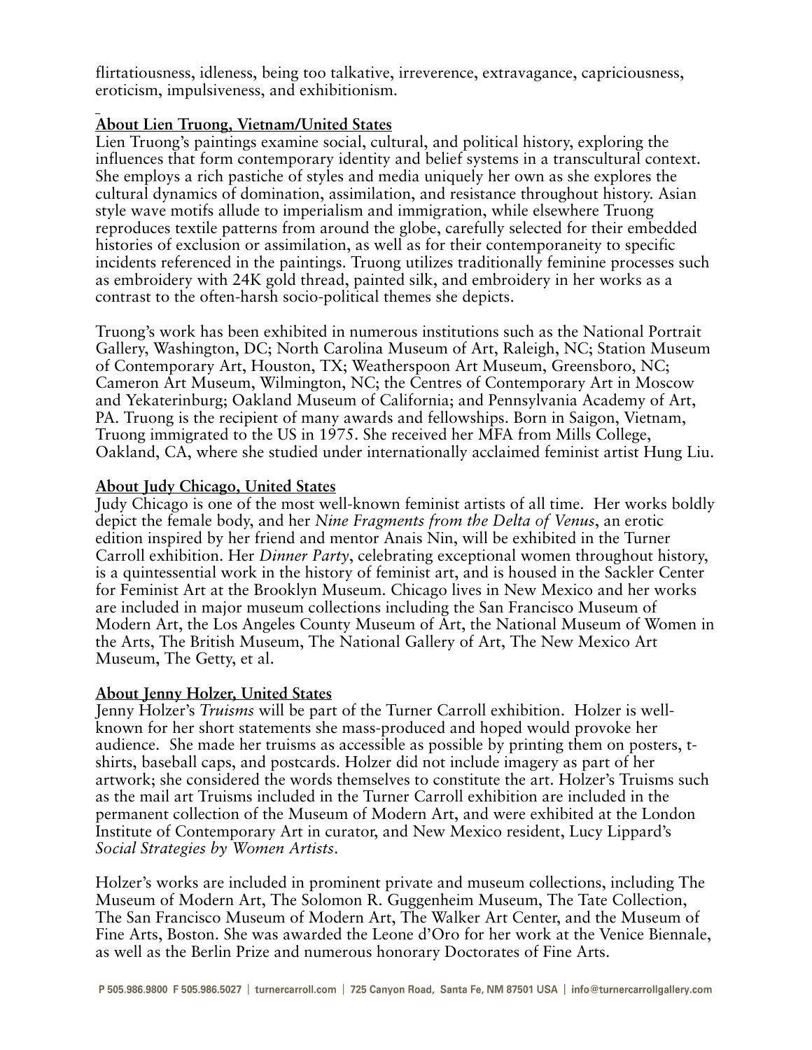flirtatiousness, idleness, being too talkative, irreverence, extravagance, capriciousness, eroticism, impulsiveness, and exhibitionism.

**About Lien Truong, Vietnam/United States**

Lien Truong's paintings examine social, cultural, and political history, exploring the influences that form contemporary identity and belief systems in a transcultural context. She employs a rich pastiche of styles and media uniquely her own as she explores the cultural dynamics of domination, assimilation, and resistance throughout history. Asian style wave motifs allude to imperialism and immigration, while elsewhere Truong reproduces textile patterns from around the globe, carefully selected for their embedded histories of exclusion or assimilation, as well as for their contemporaneity to specific incidents referenced in the paintings. Truong utilizes traditionally feminine processes such as embroidery with 24K gold thread, painted silk, and embroidery in her works as a contrast to the often-harsh socio-political themes she depicts.

Truong's work has been exhibited in numerous institutions such as the National Portrait Gallery, Washington, DC; North Carolina Museum of Art, Raleigh, NC; Station Museum of Contemporary Art, Houston, TX; Weatherspoon Art Museum, Greensboro, NC; Cameron Art Museum, Wilmington, NC; the Centres of Contemporary Art in Moscow and Yekaterinburg; Oakland Museum of California; and Pennsylvania Academy of Art, PA. Truong is the recipient of many awards and fellowships. Born in Saigon, Vietnam, Truong immigrated to the US in 1975. She received her MFA from Mills College, Oakland, CA, where she studied under internationally acclaimed feminist artist Hung Liu.

**About Judy Chicago, United States**

Judy Chicago is one of the most well-known feminist artists of all time. Her works boldly depict the female body, and her *Nine Fragments from the Delta of Venus*, an erotic edition inspired by her friend and mentor Anais Nin, will be exhibited in the Turner Carroll exhibition. Her *Dinner Party*, celebrating exceptional women throughout history, is a quintessential work in the history of feminist art, and is housed in the Sackler Center for Feminist Art at the Brooklyn Museum. Chicago lives in New Mexico and her works are included in major museum collections including the San Francisco Museum of Modern Art, the Los Angeles County Museum of Art, the National Museum of Women in the Arts, The British Museum, The National Gallery of Art, The New Mexico Art Museum, The Getty, et al.

**About Jenny Holzer, United States**

Jenny Holzer's *Truisms* will be part of the Turner Carroll exhibition. Holzer is well-known for her short statements she mass-produced and hoped would provoke her audience. She made her truisms as accessible as possible by printing them on posters, t-shirts, baseball caps, and postcards. Holzer did not include imagery as part of her artwork; she considered the words themselves to constitute the art. Holzer's Truisms such as the mail art Truisms included in the Turner Carroll exhibition are included in the permanent collection of the Museum of Modern Art, and were exhibited at the London Institute of Contemporary Art in curator, and New Mexico resident, Lucy Lippard's *Social Strategies by Women Artists*.

Holzer's works are included in prominent private and museum collections, including The Museum of Modern Art, The Solomon R. Guggenheim Museum, The Tate Collection, The San Francisco Museum of Modern Art, The Walker Art Center, and the Museum of Fine Arts, Boston. She was awarded the Leone d'Oro for her work at the Venice Biennale, as well as the Berlin Prize and numerous honorary Doctorates of Fine Arts.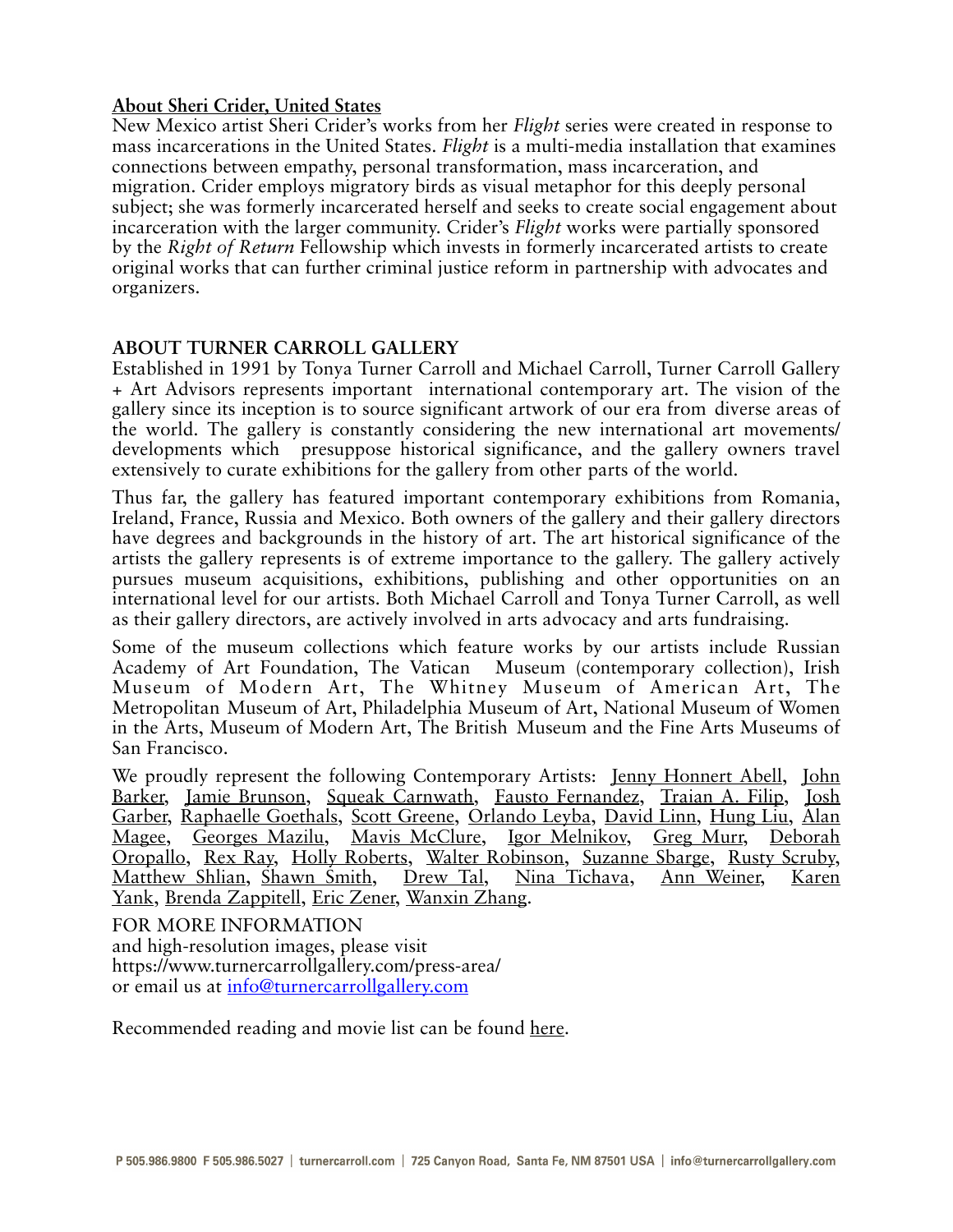**About Sheri Crider, United States**

New Mexico artist Sheri Crider's works from her *Flight* series were created in response to mass incarcerations in the United States. *Flight* is a multi-media installation that examines connections between empathy, personal transformation, mass incarceration, and migration. Crider employs migratory birds as visual metaphor for this deeply personal subject; she was formerly incarcerated herself and seeks to create social engagement about incarceration with the larger community. Crider's *Flight* works were partially sponsored by the *Right of Return* Fellowship which invests in formerly incarcerated artists to create original works that can further criminal justice reform in partnership with advocates and organizers.

**ABOUT TURNER CARROLL GALLERY**

Established in 1991 by Tonya Turner Carroll and Michael Carroll, Turner Carroll Gallery + Art Advisors represents important international contemporary art. The vision of the gallery since its inception is to source significant artwork of our era from diverse areas of the world. The gallery is constantly considering the new international art movements/ developments which presuppose historical significance, and the gallery owners travel extensively to curate exhibitions for the gallery from other parts of the world.

Thus far, the gallery has featured important contemporary exhibitions from Romania, Ireland, France, Russia and Mexico. Both owners of the gallery and their gallery directors have degrees and backgrounds in the history of art. The art historical significance of the artists the gallery represents is of extreme importance to the gallery. The gallery actively pursues museum acquisitions, exhibitions, publishing and other opportunities on an international level for our artists. Both Michael Carroll and Tonya Turner Carroll, as well as their gallery directors, are actively involved in arts advocacy and arts fundraising.

Some of the museum collections which feature works by our artists include Russian Academy of Art Foundation, The Vatican Museum (contemporary collection), Irish Museum of Modern Art, The Whitney Museum of American Art, The Metropolitan Museum of Art, Philadelphia Museum of Art, National Museum of Women in the Arts, Museum of Modern Art, The British Museum and the Fine Arts Museums of San Francisco.

We proudly represent the following Contemporary Artists: Jenny Honnert Abell, John Barker, Jamie Brunson, Squeak Carnwath, Fausto Fernandez, Traian A. Filip, Josh Garber, Raphaelle Goethals, Scott Greene, Orlando Leyba, David Linn, Hung Liu, Alan Magee, Georges Mazilu, Mavis McClure, Igor Melnikov, Greg Murr, Deborah Oropallo, Rex Ray, Holly Roberts, Walter Robinson, Suzanne Sbarge, Rusty Scruby, Matthew Shlian, Shawn Smith, Drew Tal, Nina Tichava, Ann Weiner, Karen Yank, Brenda Zappitell, Eric Zener, Wanxin Zhang.

FOR MORE INFORMATION
and high-resolution images, please visit
https://www.turnercarrollgallery.com/press-area/
or email us at info@turnercarrollgallery.com

Recommended reading and movie list can be found here.